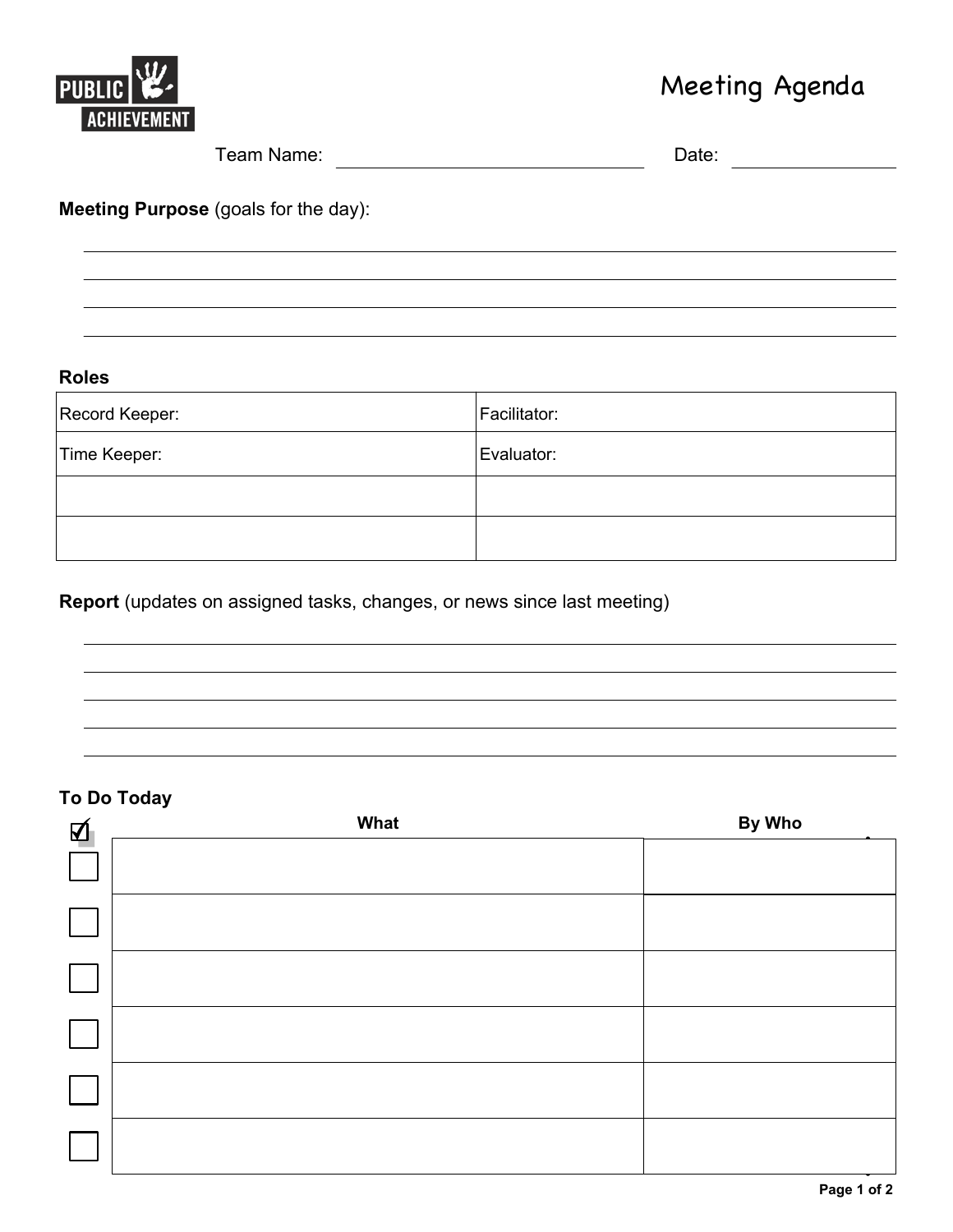PUBLIC ACHIEVEMENT

# Meeting Agenda

Team Name: ____________________ Date: ____________

**Meeting Purpose** (goals for the day):

______________________________________________

______________________________________________

______________________________________________

______________________________________________

**Roles**

| Record Keeper: | Facilitator: |
|---|---|
| Time Keeper: | Evaluator: |
| | |
| | |

**Report** (updates on assigned tasks, changes, or news since last meeting)

______________________________________________

______________________________________________

______________________________________________

______________________________________________

______________________________________________

**To Do Today**

| ☑ | **What** | **By Who** |
|---|---|---|
| ☐ | | |
| ☐ | | |
| ☐ | | |
| ☐ | | |
| ☐ | | |
| ☐ | | |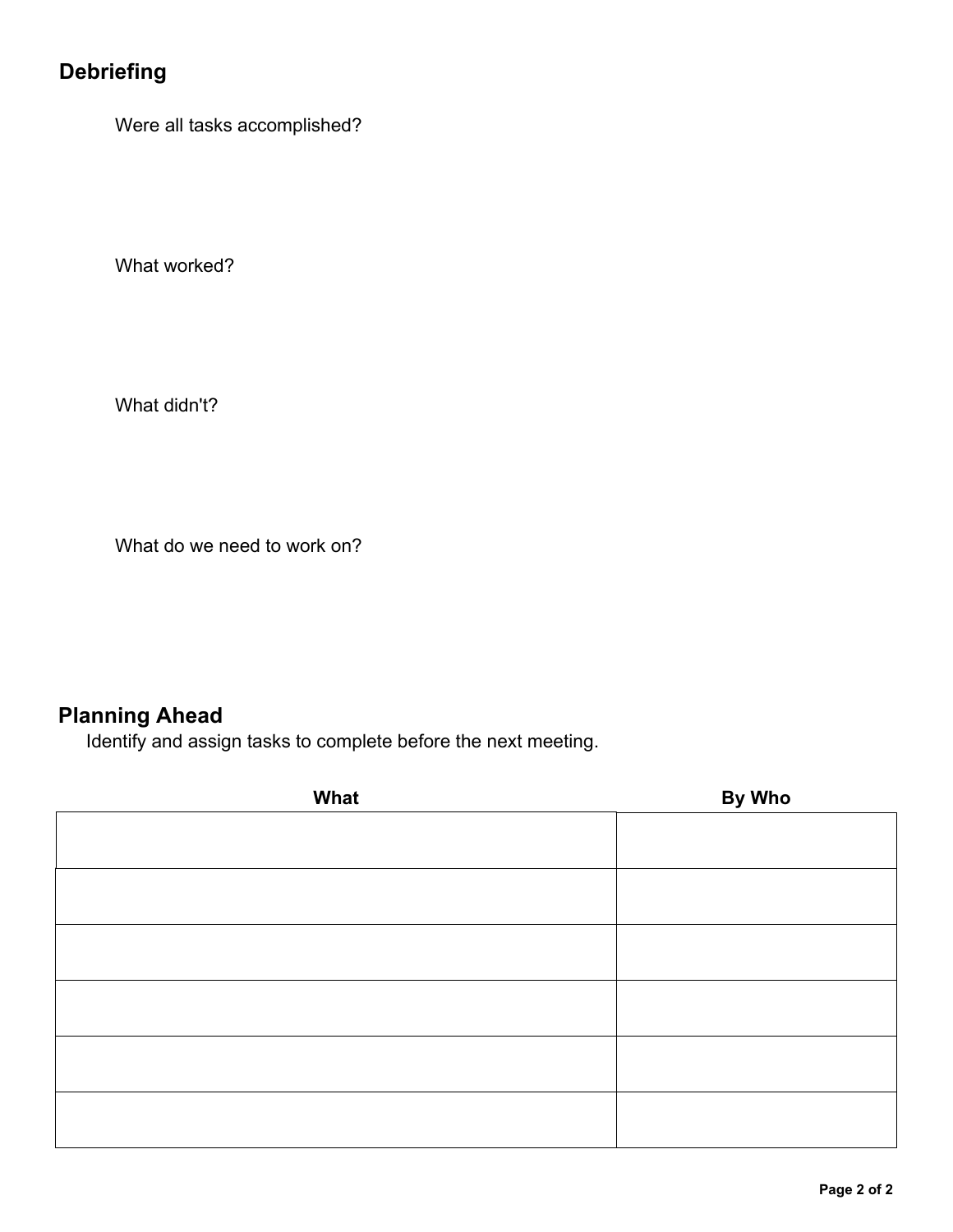## Debriefing

Were all tasks accomplished?

What worked?

What didn't?

What do we need to work on?

## Planning Ahead

Identify and assign tasks to complete before the next meeting.

| What | By Who |
|---|---|
| | |
| | |
| | |
| | |
| | |
| | |